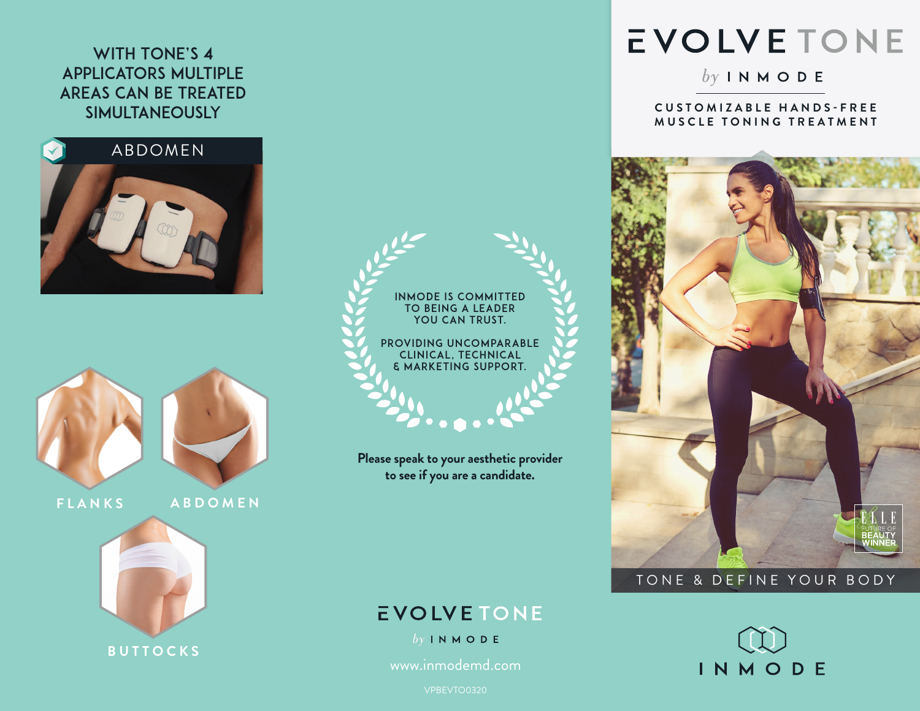# EVOLVE TONE

*by* INMODE

CUSTOMIZABLE HANDS-FREE MUSCLE TONING TREATMENT

ELLE FUTURE OF BEAUTY WINNER

TONE & DEFINE YOUR BODY

INMODE

## WITH TONE'S 4 APPLICATORS MULTIPLE AREAS CAN BE TREATED SIMULTANEOUSLY

ABDOMEN

FLANKS

ABDOMEN

BUTTOCKS

INMODE IS COMMITTED TO BEING A LEADER YOU CAN TRUST.

PROVIDING UNCOMPARABLE CLINICAL, TECHNICAL & MARKETING SUPPORT.

**Please speak to your aesthetic provider to see if you are a candidate.**

EVOLVE TONE

*by* INMODE

www.inmodemd.com

VPBEVTO0320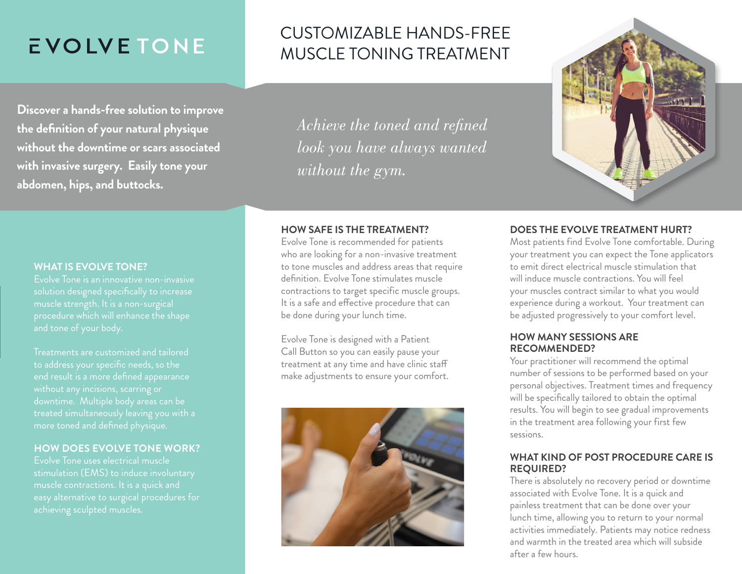# EVOLVE TONE

## CUSTOMIZABLE HANDS-FREE MUSCLE TONING TREATMENT

**Discover a hands-free solution to improve the definition of your natural physique without the downtime or scars associated with invasive surgery. Easily tone your abdomen, hips, and buttocks.**

*Achieve the toned and refined look you have always wanted without the gym.*

### WHAT IS EVOLVE TONE?

Evolve Tone is an innovative non-invasive solution designed specifically to increase muscle strength. It is a non-surgical procedure which will enhance the shape and tone of your body.

Treatments are customized and tailored to address your specific needs, so the end result is a more defined appearance without any incisions, scarring or downtime. Multiple body areas can be treated simultaneously leaving you with a more toned and defined physique.

### HOW DOES EVOLVE TONE WORK?

Evolve Tone uses electrical muscle stimulation (EMS) to induce involuntary muscle contractions. It is a quick and easy alternative to surgical procedures for achieving sculpted muscles.

### HOW SAFE IS THE TREATMENT?

Evolve Tone is recommended for patients who are looking for a non-invasive treatment to tone muscles and address areas that require definition. Evolve Tone stimulates muscle contractions to target specific muscle groups. It is a safe and effective procedure that can be done during your lunch time.

Evolve Tone is designed with a Patient Call Button so you can easily pause your treatment at any time and have clinic staff make adjustments to ensure your comfort.

### DOES THE EVOLVE TREATMENT HURT?

Most patients find Evolve Tone comfortable. During your treatment you can expect the Tone applicators to emit direct electrical muscle stimulation that will induce muscle contractions. You will feel your muscles contract similar to what you would experience during a workout. Your treatment can be adjusted progressively to your comfort level.

### HOW MANY SESSIONS ARE RECOMMENDED?

Your practitioner will recommend the optimal number of sessions to be performed based on your personal objectives. Treatment times and frequency will be specifically tailored to obtain the optimal results. You will begin to see gradual improvements in the treatment area following your first few sessions.

### WHAT KIND OF POST PROCEDURE CARE IS REQUIRED?

There is absolutely no recovery period or downtime associated with Evolve Tone. It is a quick and painless treatment that can be done over your lunch time, allowing you to return to your normal activities immediately. Patients may notice redness and warmth in the treated area which will subside after a few hours.